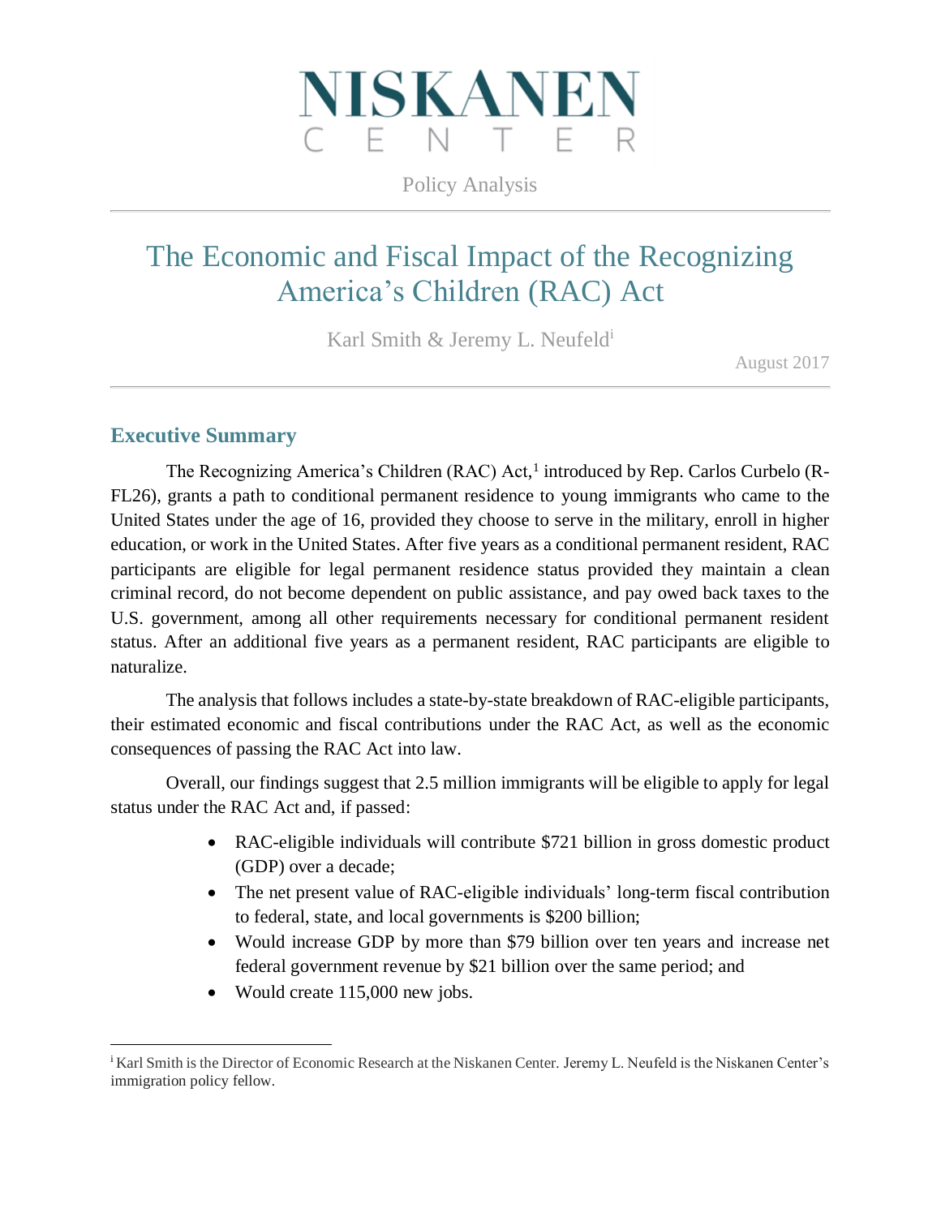# NISKANEN CENTER

Policy Analysis

## The Economic and Fiscal Impact of the Recognizing America's Children (RAC) Act

Karl Smith & Jeremy L. Neufeld[i]

August 2017

### Executive Summary

The Recognizing America's Children (RAC) Act,[1] introduced by Rep. Carlos Curbelo (R-FL26), grants a path to conditional permanent residence to young immigrants who came to the United States under the age of 16, provided they choose to serve in the military, enroll in higher education, or work in the United States. After five years as a conditional permanent resident, RAC participants are eligible for legal permanent residence status provided they maintain a clean criminal record, do not become dependent on public assistance, and pay owed back taxes to the U.S. government, among all other requirements necessary for conditional permanent resident status. After an additional five years as a permanent resident, RAC participants are eligible to naturalize.

The analysis that follows includes a state-by-state breakdown of RAC-eligible participants, their estimated economic and fiscal contributions under the RAC Act, as well as the economic consequences of passing the RAC Act into law.

Overall, our findings suggest that 2.5 million immigrants will be eligible to apply for legal status under the RAC Act and, if passed:

- RAC-eligible individuals will contribute $721 billion in gross domestic product (GDP) over a decade;
- The net present value of RAC-eligible individuals' long-term fiscal contribution to federal, state, and local governments is $200 billion;
- Would increase GDP by more than $79 billion over ten years and increase net federal government revenue by $21 billion over the same period; and
- Would create 115,000 new jobs.

---

[i] Karl Smith is the Director of Economic Research at the Niskanen Center. Jeremy L. Neufeld is the Niskanen Center's immigration policy fellow.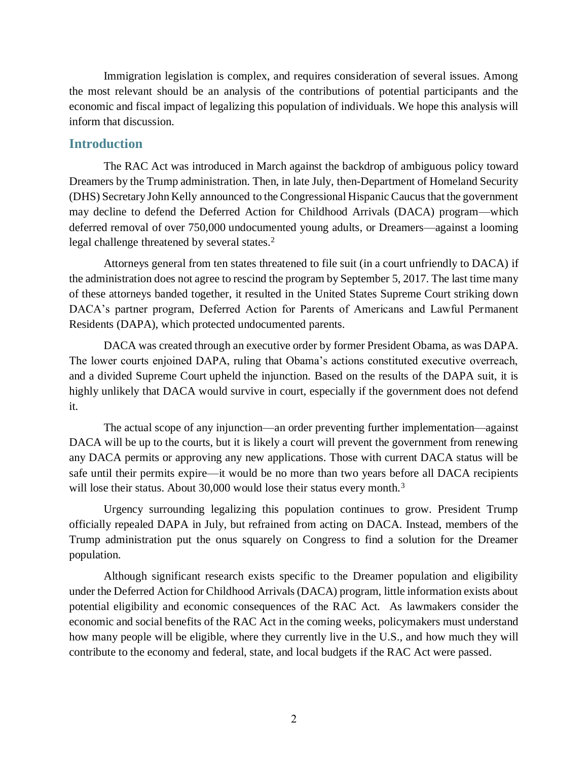Immigration legislation is complex, and requires consideration of several issues. Among the most relevant should be an analysis of the contributions of potential participants and the economic and fiscal impact of legalizing this population of individuals. We hope this analysis will inform that discussion.

## Introduction

The RAC Act was introduced in March against the backdrop of ambiguous policy toward Dreamers by the Trump administration. Then, in late July, then-Department of Homeland Security (DHS) Secretary John Kelly announced to the Congressional Hispanic Caucus that the government may decline to defend the Deferred Action for Childhood Arrivals (DACA) program—which deferred removal of over 750,000 undocumented young adults, or Dreamers—against a looming legal challenge threatened by several states.[2]

Attorneys general from ten states threatened to file suit (in a court unfriendly to DACA) if the administration does not agree to rescind the program by September 5, 2017. The last time many of these attorneys banded together, it resulted in the United States Supreme Court striking down DACA's partner program, Deferred Action for Parents of Americans and Lawful Permanent Residents (DAPA), which protected undocumented parents.

DACA was created through an executive order by former President Obama, as was DAPA. The lower courts enjoined DAPA, ruling that Obama's actions constituted executive overreach, and a divided Supreme Court upheld the injunction. Based on the results of the DAPA suit, it is highly unlikely that DACA would survive in court, especially if the government does not defend it.

The actual scope of any injunction—an order preventing further implementation—against DACA will be up to the courts, but it is likely a court will prevent the government from renewing any DACA permits or approving any new applications. Those with current DACA status will be safe until their permits expire—it would be no more than two years before all DACA recipients will lose their status. About 30,000 would lose their status every month.[3]

Urgency surrounding legalizing this population continues to grow. President Trump officially repealed DAPA in July, but refrained from acting on DACA. Instead, members of the Trump administration put the onus squarely on Congress to find a solution for the Dreamer population.

Although significant research exists specific to the Dreamer population and eligibility under the Deferred Action for Childhood Arrivals (DACA) program, little information exists about potential eligibility and economic consequences of the RAC Act. As lawmakers consider the economic and social benefits of the RAC Act in the coming weeks, policymakers must understand how many people will be eligible, where they currently live in the U.S., and how much they will contribute to the economy and federal, state, and local budgets if the RAC Act were passed.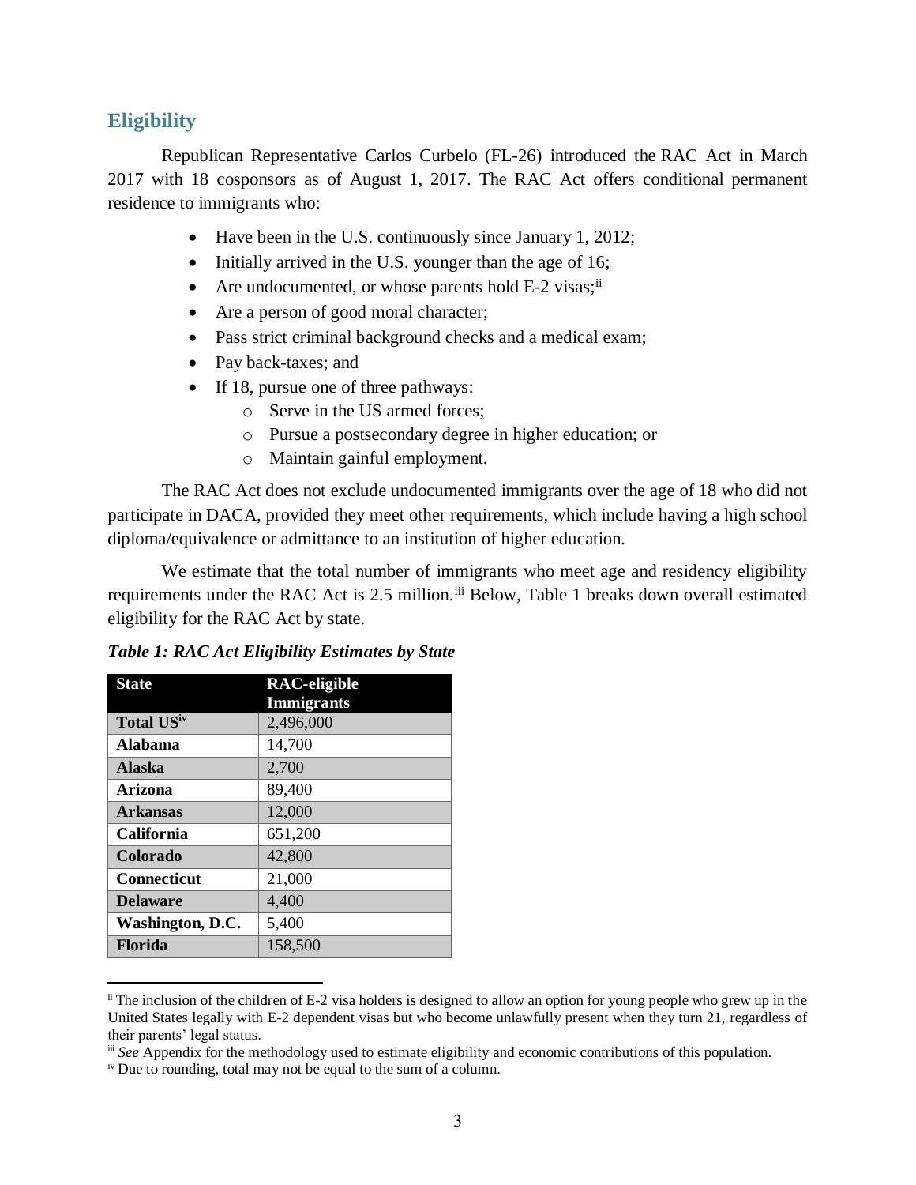## Eligibility

Republican Representative Carlos Curbelo (FL-26) introduced the RAC Act in March 2017 with 18 cosponsors as of August 1, 2017. The RAC Act offers conditional permanent residence to immigrants who:

- Have been in the U.S. continuously since January 1, 2012;
- Initially arrived in the U.S. younger than the age of 16;
- Are undocumented, or whose parents hold E-2 visas;[ii]
- Are a person of good moral character;
- Pass strict criminal background checks and a medical exam;
- Pay back-taxes; and
- If 18, pursue one of three pathways:
  - Serve in the US armed forces;
  - Pursue a postsecondary degree in higher education; or
  - Maintain gainful employment.

The RAC Act does not exclude undocumented immigrants over the age of 18 who did not participate in DACA, provided they meet other requirements, which include having a high school diploma/equivalence or admittance to an institution of higher education.

We estimate that the total number of immigrants who meet age and residency eligibility requirements under the RAC Act is 2.5 million.[iii] Below, Table 1 breaks down overall estimated eligibility for the RAC Act by state.

***Table 1: RAC Act Eligibility Estimates by State***

| State | RAC-eligible Immigrants |
|---|---|
| **Total US**[iv] | 2,496,000 |
| **Alabama** | 14,700 |
| **Alaska** | 2,700 |
| **Arizona** | 89,400 |
| **Arkansas** | 12,000 |
| **California** | 651,200 |
| **Colorado** | 42,800 |
| **Connecticut** | 21,000 |
| **Delaware** | 4,400 |
| **Washington, D.C.** | 5,400 |
| **Florida** | 158,500 |

[ii] The inclusion of the children of E-2 visa holders is designed to allow an option for young people who grew up in the United States legally with E-2 dependent visas but who become unlawfully present when they turn 21, regardless of their parents' legal status.

[iii] *See* Appendix for the methodology used to estimate eligibility and economic contributions of this population.

[iv] Due to rounding, total may not be equal to the sum of a column.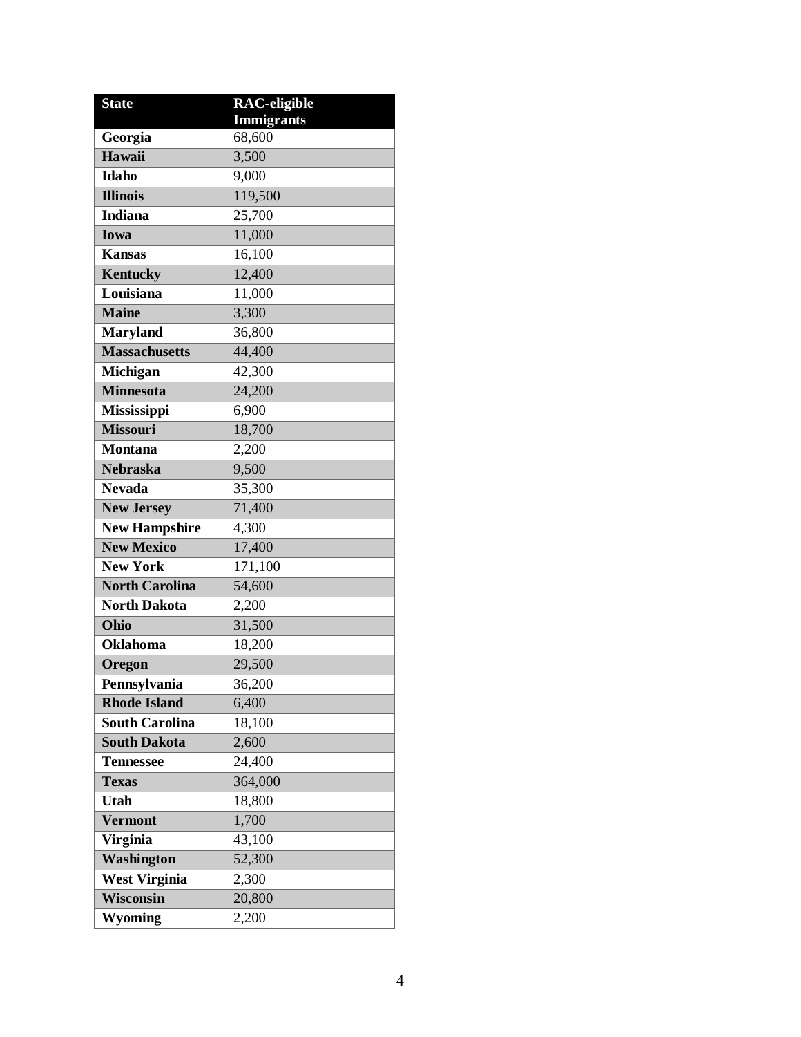| State | RAC-eligible Immigrants |
|---|---|
| Georgia | 68,600 |
| Hawaii | 3,500 |
| Idaho | 9,000 |
| Illinois | 119,500 |
| Indiana | 25,700 |
| Iowa | 11,000 |
| Kansas | 16,100 |
| Kentucky | 12,400 |
| Louisiana | 11,000 |
| Maine | 3,300 |
| Maryland | 36,800 |
| Massachusetts | 44,400 |
| Michigan | 42,300 |
| Minnesota | 24,200 |
| Mississippi | 6,900 |
| Missouri | 18,700 |
| Montana | 2,200 |
| Nebraska | 9,500 |
| Nevada | 35,300 |
| New Jersey | 71,400 |
| New Hampshire | 4,300 |
| New Mexico | 17,400 |
| New York | 171,100 |
| North Carolina | 54,600 |
| North Dakota | 2,200 |
| Ohio | 31,500 |
| Oklahoma | 18,200 |
| Oregon | 29,500 |
| Pennsylvania | 36,200 |
| Rhode Island | 6,400 |
| South Carolina | 18,100 |
| South Dakota | 2,600 |
| Tennessee | 24,400 |
| Texas | 364,000 |
| Utah | 18,800 |
| Vermont | 1,700 |
| Virginia | 43,100 |
| Washington | 52,300 |
| West Virginia | 2,300 |
| Wisconsin | 20,800 |
| Wyoming | 2,200 |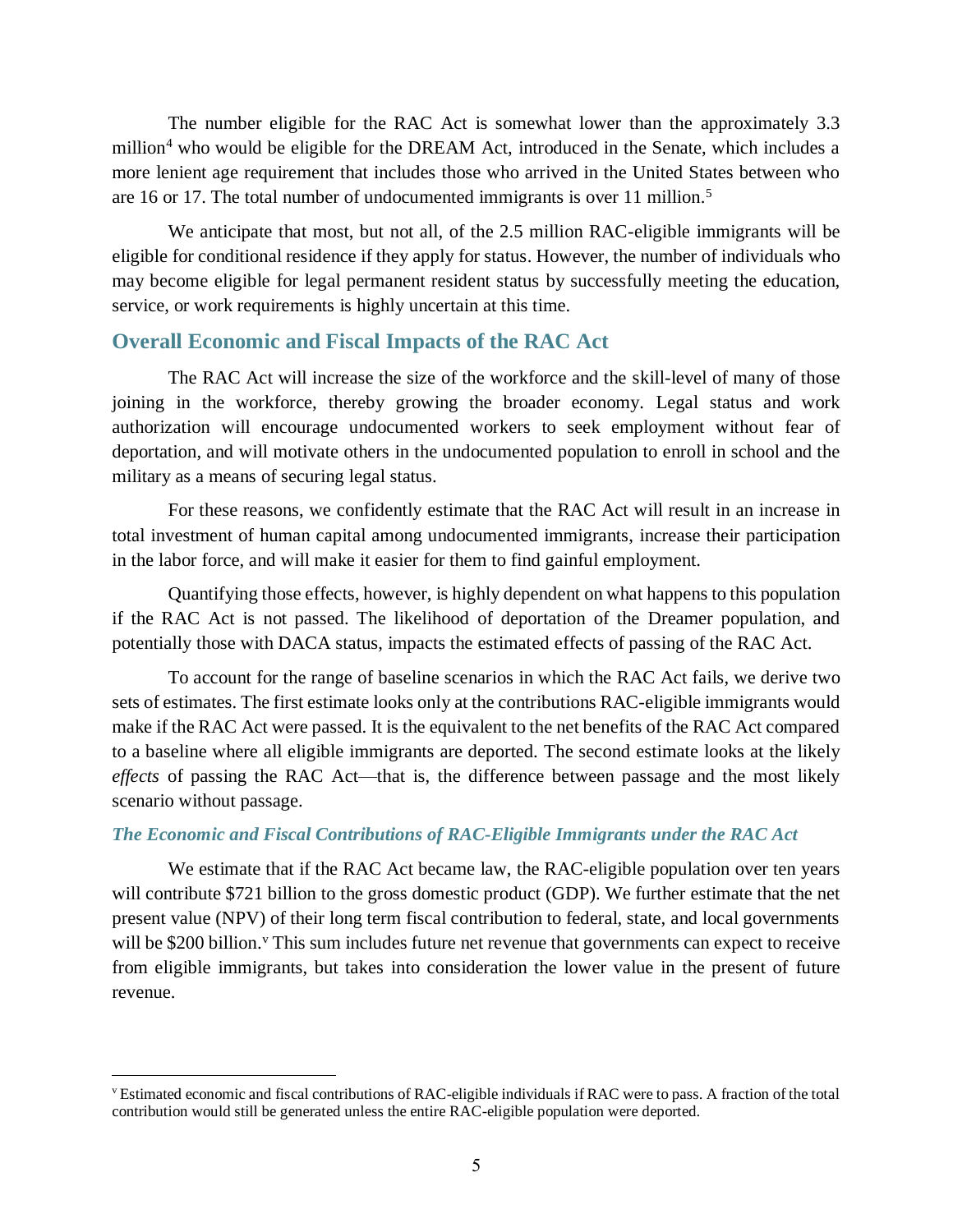The number eligible for the RAC Act is somewhat lower than the approximately 3.3 million[4] who would be eligible for the DREAM Act, introduced in the Senate, which includes a more lenient age requirement that includes those who arrived in the United States between who are 16 or 17. The total number of undocumented immigrants is over 11 million.[5]

We anticipate that most, but not all, of the 2.5 million RAC-eligible immigrants will be eligible for conditional residence if they apply for status. However, the number of individuals who may become eligible for legal permanent resident status by successfully meeting the education, service, or work requirements is highly uncertain at this time.

## Overall Economic and Fiscal Impacts of the RAC Act

The RAC Act will increase the size of the workforce and the skill-level of many of those joining in the workforce, thereby growing the broader economy. Legal status and work authorization will encourage undocumented workers to seek employment without fear of deportation, and will motivate others in the undocumented population to enroll in school and the military as a means of securing legal status.

For these reasons, we confidently estimate that the RAC Act will result in an increase in total investment of human capital among undocumented immigrants, increase their participation in the labor force, and will make it easier for them to find gainful employment.

Quantifying those effects, however, is highly dependent on what happens to this population if the RAC Act is not passed. The likelihood of deportation of the Dreamer population, and potentially those with DACA status, impacts the estimated effects of passing of the RAC Act.

To account for the range of baseline scenarios in which the RAC Act fails, we derive two sets of estimates. The first estimate looks only at the contributions RAC-eligible immigrants would make if the RAC Act were passed. It is the equivalent to the net benefits of the RAC Act compared to a baseline where all eligible immigrants are deported. The second estimate looks at the likely *effects* of passing the RAC Act—that is, the difference between passage and the most likely scenario without passage.

### *The Economic and Fiscal Contributions of RAC-Eligible Immigrants under the RAC Act*

We estimate that if the RAC Act became law, the RAC-eligible population over ten years will contribute $721 billion to the gross domestic product (GDP). We further estimate that the net present value (NPV) of their long term fiscal contribution to federal, state, and local governments will be $200 billion.[v] This sum includes future net revenue that governments can expect to receive from eligible immigrants, but takes into consideration the lower value in the present of future revenue.

---

[v] Estimated economic and fiscal contributions of RAC-eligible individuals if RAC were to pass. A fraction of the total contribution would still be generated unless the entire RAC-eligible population were deported.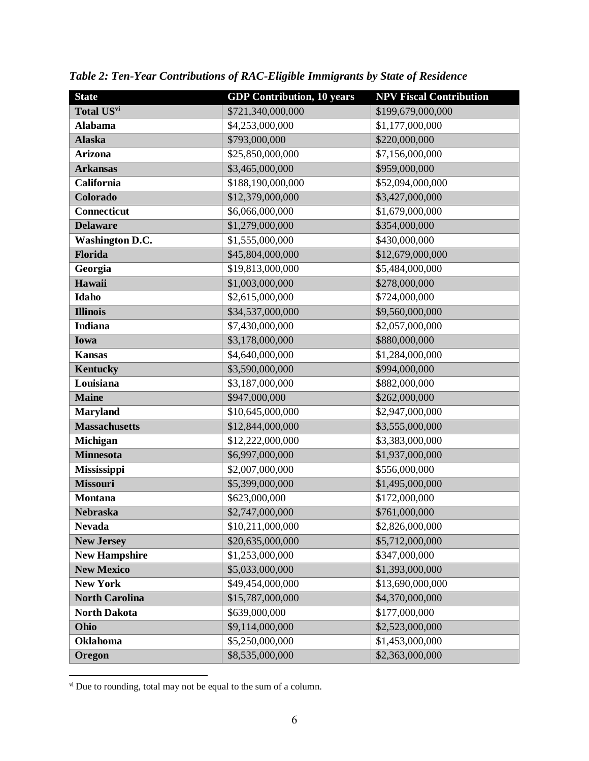*Table 2: Ten-Year Contributions of RAC-Eligible Immigrants by State of Residence*

| State | GDP Contribution, 10 years | NPV Fiscal Contribution |
|---|---|---|
| **Total US**[vi] | $721,340,000,000 | $199,679,000,000 |
| **Alabama** | $4,253,000,000 | $1,177,000,000 |
| **Alaska** | $793,000,000 | $220,000,000 |
| **Arizona** | $25,850,000,000 | $7,156,000,000 |
| **Arkansas** | $3,465,000,000 | $959,000,000 |
| **California** | $188,190,000,000 | $52,094,000,000 |
| **Colorado** | $12,379,000,000 | $3,427,000,000 |
| **Connecticut** | $6,066,000,000 | $1,679,000,000 |
| **Delaware** | $1,279,000,000 | $354,000,000 |
| **Washington D.C.** | $1,555,000,000 | $430,000,000 |
| **Florida** | $45,804,000,000 | $12,679,000,000 |
| **Georgia** | $19,813,000,000 | $5,484,000,000 |
| **Hawaii** | $1,003,000,000 | $278,000,000 |
| **Idaho** | $2,615,000,000 | $724,000,000 |
| **Illinois** | $34,537,000,000 | $9,560,000,000 |
| **Indiana** | $7,430,000,000 | $2,057,000,000 |
| **Iowa** | $3,178,000,000 | $880,000,000 |
| **Kansas** | $4,640,000,000 | $1,284,000,000 |
| **Kentucky** | $3,590,000,000 | $994,000,000 |
| **Louisiana** | $3,187,000,000 | $882,000,000 |
| **Maine** | $947,000,000 | $262,000,000 |
| **Maryland** | $10,645,000,000 | $2,947,000,000 |
| **Massachusetts** | $12,844,000,000 | $3,555,000,000 |
| **Michigan** | $12,222,000,000 | $3,383,000,000 |
| **Minnesota** | $6,997,000,000 | $1,937,000,000 |
| **Mississippi** | $2,007,000,000 | $556,000,000 |
| **Missouri** | $5,399,000,000 | $1,495,000,000 |
| **Montana** | $623,000,000 | $172,000,000 |
| **Nebraska** | $2,747,000,000 | $761,000,000 |
| **Nevada** | $10,211,000,000 | $2,826,000,000 |
| **New Jersey** | $20,635,000,000 | $5,712,000,000 |
| **New Hampshire** | $1,253,000,000 | $347,000,000 |
| **New Mexico** | $5,033,000,000 | $1,393,000,000 |
| **New York** | $49,454,000,000 | $13,690,000,000 |
| **North Carolina** | $15,787,000,000 | $4,370,000,000 |
| **North Dakota** | $639,000,000 | $177,000,000 |
| **Ohio** | $9,114,000,000 | $2,523,000,000 |
| **Oklahoma** | $5,250,000,000 | $1,453,000,000 |
| **Oregon** | $8,535,000,000 | $2,363,000,000 |

[vi] Due to rounding, total may not be equal to the sum of a column.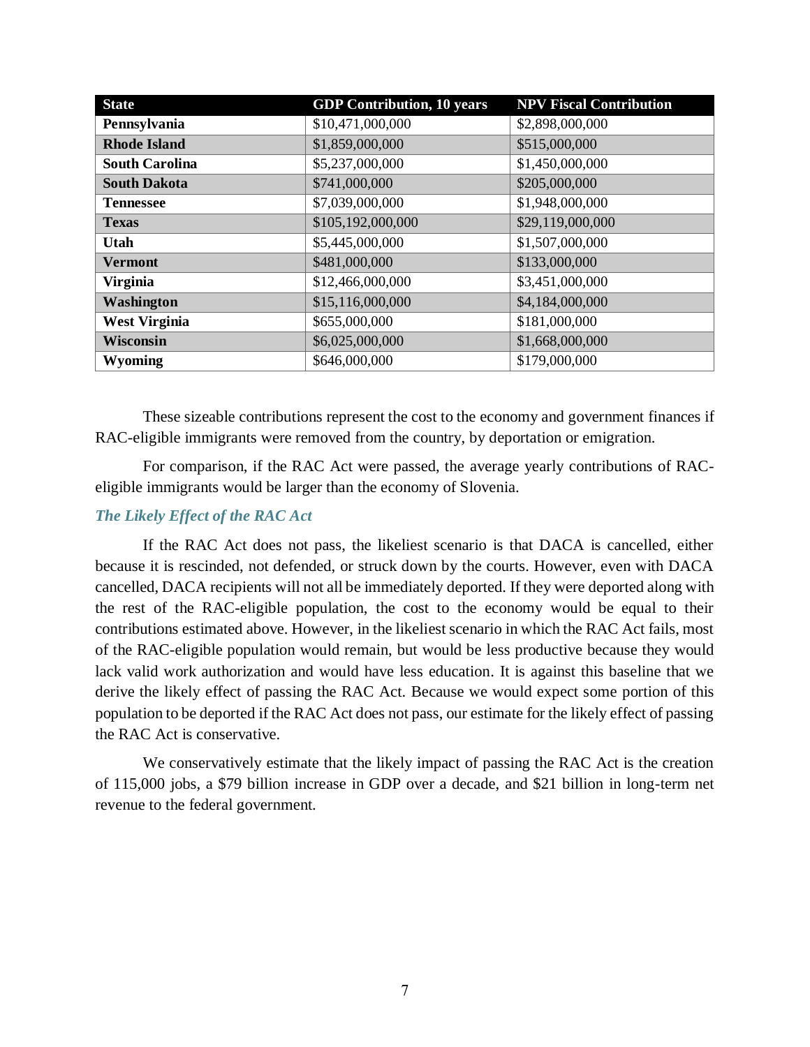| State | GDP Contribution, 10 years | NPV Fiscal Contribution |
|---|---|---|
| **Pennsylvania** | $10,471,000,000 | $2,898,000,000 |
| **Rhode Island** | $1,859,000,000 | $515,000,000 |
| **South Carolina** | $5,237,000,000 | $1,450,000,000 |
| **South Dakota** | $741,000,000 | $205,000,000 |
| **Tennessee** | $7,039,000,000 | $1,948,000,000 |
| **Texas** | $105,192,000,000 | $29,119,000,000 |
| **Utah** | $5,445,000,000 | $1,507,000,000 |
| **Vermont** | $481,000,000 | $133,000,000 |
| **Virginia** | $12,466,000,000 | $3,451,000,000 |
| **Washington** | $15,116,000,000 | $4,184,000,000 |
| **West Virginia** | $655,000,000 | $181,000,000 |
| **Wisconsin** | $6,025,000,000 | $1,668,000,000 |
| **Wyoming** | $646,000,000 | $179,000,000 |

These sizeable contributions represent the cost to the economy and government finances if RAC-eligible immigrants were removed from the country, by deportation or emigration.

For comparison, if the RAC Act were passed, the average yearly contributions of RAC-eligible immigrants would be larger than the economy of Slovenia.

### *The Likely Effect of the RAC Act*

If the RAC Act does not pass, the likeliest scenario is that DACA is cancelled, either because it is rescinded, not defended, or struck down by the courts. However, even with DACA cancelled, DACA recipients will not all be immediately deported. If they were deported along with the rest of the RAC-eligible population, the cost to the economy would be equal to their contributions estimated above. However, in the likeliest scenario in which the RAC Act fails, most of the RAC-eligible population would remain, but would be less productive because they would lack valid work authorization and would have less education. It is against this baseline that we derive the likely effect of passing the RAC Act. Because we would expect some portion of this population to be deported if the RAC Act does not pass, our estimate for the likely effect of passing the RAC Act is conservative.

We conservatively estimate that the likely impact of passing the RAC Act is the creation of 115,000 jobs, a $79 billion increase in GDP over a decade, and $21 billion in long-term net revenue to the federal government.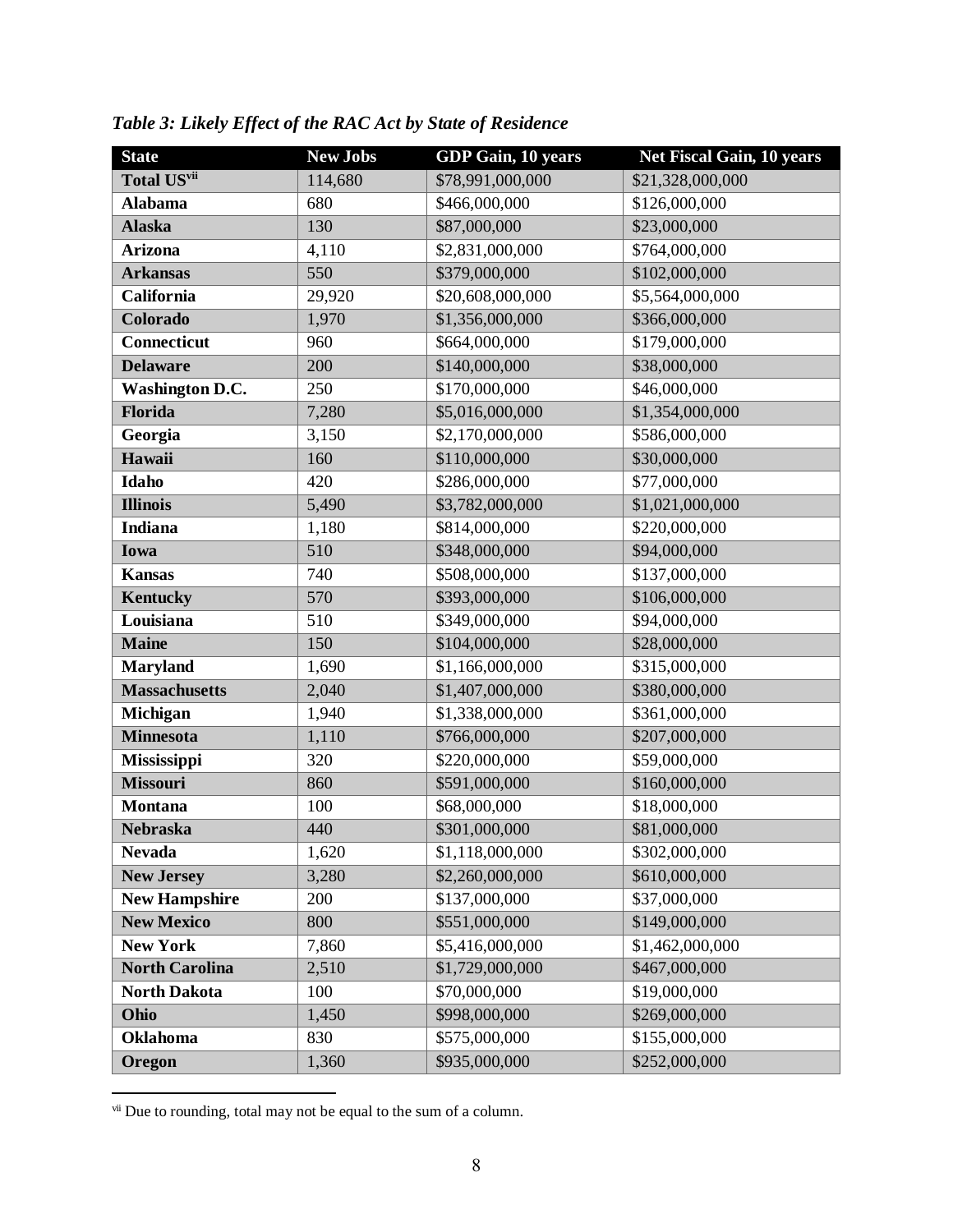*Table 3: Likely Effect of the RAC Act by State of Residence*

| State | New Jobs | GDP Gain, 10 years | Net Fiscal Gain, 10 years |
|---|---|---|---|
| **Total US**[vii] | 114,680 | $78,991,000,000 | $21,328,000,000 |
| **Alabama** | 680 | $466,000,000 | $126,000,000 |
| **Alaska** | 130 | $87,000,000 | $23,000,000 |
| **Arizona** | 4,110 | $2,831,000,000 | $764,000,000 |
| **Arkansas** | 550 | $379,000,000 | $102,000,000 |
| **California** | 29,920 | $20,608,000,000 | $5,564,000,000 |
| **Colorado** | 1,970 | $1,356,000,000 | $366,000,000 |
| **Connecticut** | 960 | $664,000,000 | $179,000,000 |
| **Delaware** | 200 | $140,000,000 | $38,000,000 |
| **Washington D.C.** | 250 | $170,000,000 | $46,000,000 |
| **Florida** | 7,280 | $5,016,000,000 | $1,354,000,000 |
| **Georgia** | 3,150 | $2,170,000,000 | $586,000,000 |
| **Hawaii** | 160 | $110,000,000 | $30,000,000 |
| **Idaho** | 420 | $286,000,000 | $77,000,000 |
| **Illinois** | 5,490 | $3,782,000,000 | $1,021,000,000 |
| **Indiana** | 1,180 | $814,000,000 | $220,000,000 |
| **Iowa** | 510 | $348,000,000 | $94,000,000 |
| **Kansas** | 740 | $508,000,000 | $137,000,000 |
| **Kentucky** | 570 | $393,000,000 | $106,000,000 |
| **Louisiana** | 510 | $349,000,000 | $94,000,000 |
| **Maine** | 150 | $104,000,000 | $28,000,000 |
| **Maryland** | 1,690 | $1,166,000,000 | $315,000,000 |
| **Massachusetts** | 2,040 | $1,407,000,000 | $380,000,000 |
| **Michigan** | 1,940 | $1,338,000,000 | $361,000,000 |
| **Minnesota** | 1,110 | $766,000,000 | $207,000,000 |
| **Mississippi** | 320 | $220,000,000 | $59,000,000 |
| **Missouri** | 860 | $591,000,000 | $160,000,000 |
| **Montana** | 100 | $68,000,000 | $18,000,000 |
| **Nebraska** | 440 | $301,000,000 | $81,000,000 |
| **Nevada** | 1,620 | $1,118,000,000 | $302,000,000 |
| **New Jersey** | 3,280 | $2,260,000,000 | $610,000,000 |
| **New Hampshire** | 200 | $137,000,000 | $37,000,000 |
| **New Mexico** | 800 | $551,000,000 | $149,000,000 |
| **New York** | 7,860 | $5,416,000,000 | $1,462,000,000 |
| **North Carolina** | 2,510 | $1,729,000,000 | $467,000,000 |
| **North Dakota** | 100 | $70,000,000 | $19,000,000 |
| **Ohio** | 1,450 | $998,000,000 | $269,000,000 |
| **Oklahoma** | 830 | $575,000,000 | $155,000,000 |
| **Oregon** | 1,360 | $935,000,000 | $252,000,000 |

[vii] Due to rounding, total may not be equal to the sum of a column.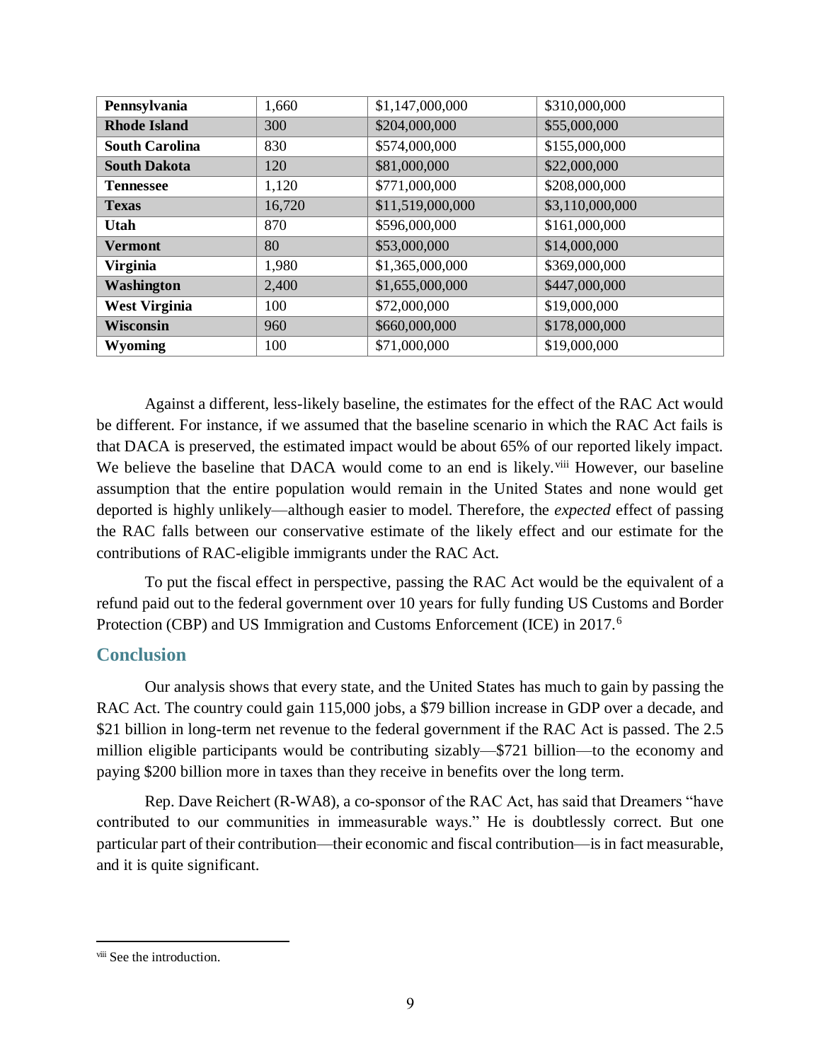| Pennsylvania | 1,660 | $1,147,000,000 | $310,000,000 |
|---|---|---|---|
| Rhode Island | 300 | $204,000,000 | $55,000,000 |
| South Carolina | 830 | $574,000,000 | $155,000,000 |
| South Dakota | 120 | $81,000,000 | $22,000,000 |
| Tennessee | 1,120 | $771,000,000 | $208,000,000 |
| Texas | 16,720 | $11,519,000,000 | $3,110,000,000 |
| Utah | 870 | $596,000,000 | $161,000,000 |
| Vermont | 80 | $53,000,000 | $14,000,000 |
| Virginia | 1,980 | $1,365,000,000 | $369,000,000 |
| Washington | 2,400 | $1,655,000,000 | $447,000,000 |
| West Virginia | 100 | $72,000,000 | $19,000,000 |
| Wisconsin | 960 | $660,000,000 | $178,000,000 |
| Wyoming | 100 | $71,000,000 | $19,000,000 |

Against a different, less-likely baseline, the estimates for the effect of the RAC Act would be different. For instance, if we assumed that the baseline scenario in which the RAC Act fails is that DACA is preserved, the estimated impact would be about 65% of our reported likely impact. We believe the baseline that DACA would come to an end is likely.[viii] However, our baseline assumption that the entire population would remain in the United States and none would get deported is highly unlikely—although easier to model. Therefore, the *expected* effect of passing the RAC falls between our conservative estimate of the likely effect and our estimate for the contributions of RAC-eligible immigrants under the RAC Act.

To put the fiscal effect in perspective, passing the RAC Act would be the equivalent of a refund paid out to the federal government over 10 years for fully funding US Customs and Border Protection (CBP) and US Immigration and Customs Enforcement (ICE) in 2017.[6]

## Conclusion

Our analysis shows that every state, and the United States has much to gain by passing the RAC Act. The country could gain 115,000 jobs, a $79 billion increase in GDP over a decade, and $21 billion in long-term net revenue to the federal government if the RAC Act is passed. The 2.5 million eligible participants would be contributing sizably—$721 billion—to the economy and paying $200 billion more in taxes than they receive in benefits over the long term.

Rep. Dave Reichert (R-WA8), a co-sponsor of the RAC Act, has said that Dreamers "have contributed to our communities in immeasurable ways." He is doubtlessly correct. But one particular part of their contribution—their economic and fiscal contribution—is in fact measurable, and it is quite significant.

[viii] See the introduction.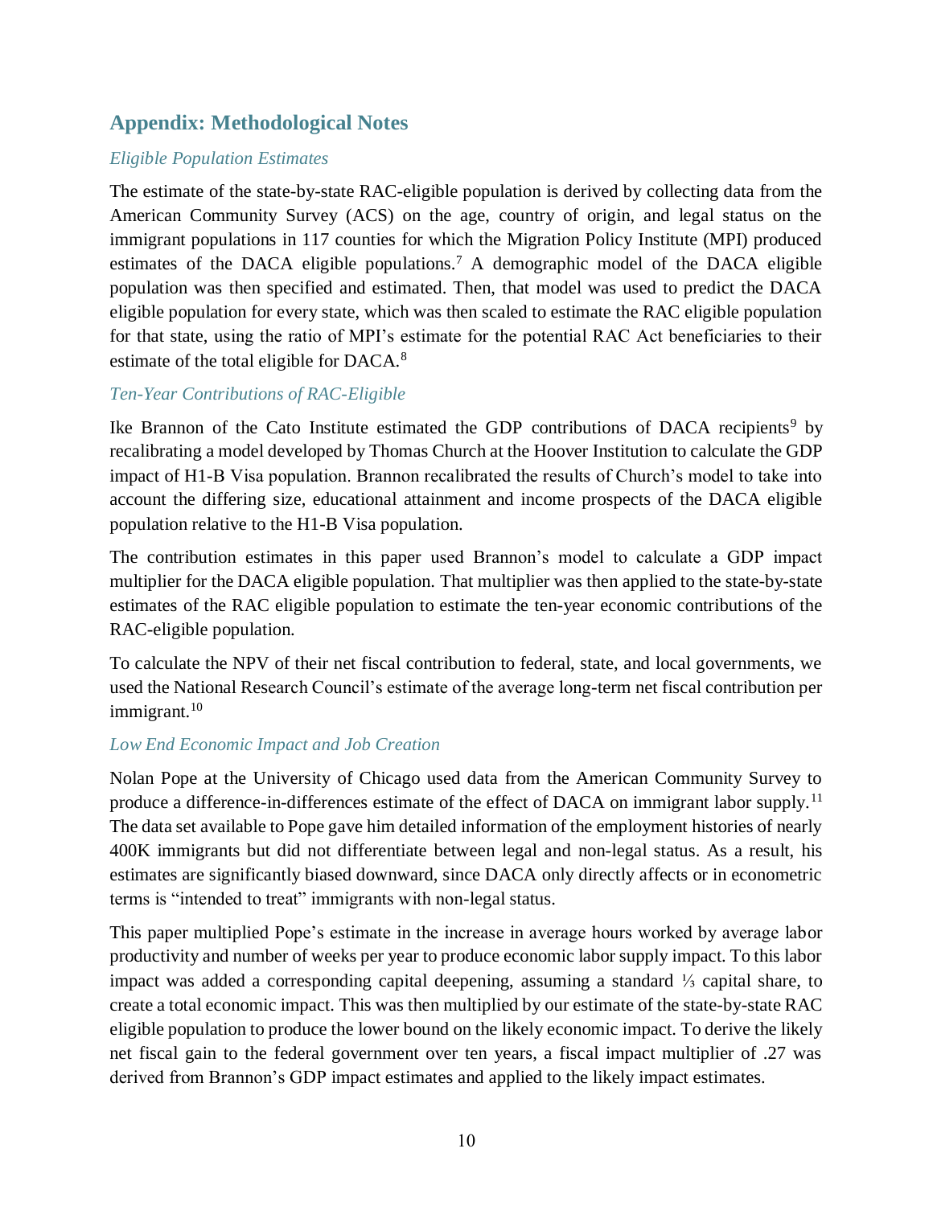## Appendix: Methodological Notes

### *Eligible Population Estimates*

The estimate of the state-by-state RAC-eligible population is derived by collecting data from the American Community Survey (ACS) on the age, country of origin, and legal status on the immigrant populations in 117 counties for which the Migration Policy Institute (MPI) produced estimates of the DACA eligible populations.[7] A demographic model of the DACA eligible population was then specified and estimated. Then, that model was used to predict the DACA eligible population for every state, which was then scaled to estimate the RAC eligible population for that state, using the ratio of MPI's estimate for the potential RAC Act beneficiaries to their estimate of the total eligible for DACA.[8]

### *Ten-Year Contributions of RAC-Eligible*

Ike Brannon of the Cato Institute estimated the GDP contributions of DACA recipients[9] by recalibrating a model developed by Thomas Church at the Hoover Institution to calculate the GDP impact of H1-B Visa population. Brannon recalibrated the results of Church's model to take into account the differing size, educational attainment and income prospects of the DACA eligible population relative to the H1-B Visa population.

The contribution estimates in this paper used Brannon's model to calculate a GDP impact multiplier for the DACA eligible population. That multiplier was then applied to the state-by-state estimates of the RAC eligible population to estimate the ten-year economic contributions of the RAC-eligible population.

To calculate the NPV of their net fiscal contribution to federal, state, and local governments, we used the National Research Council's estimate of the average long-term net fiscal contribution per immigrant.[10]

### *Low End Economic Impact and Job Creation*

Nolan Pope at the University of Chicago used data from the American Community Survey to produce a difference-in-differences estimate of the effect of DACA on immigrant labor supply.[11] The data set available to Pope gave him detailed information of the employment histories of nearly 400K immigrants but did not differentiate between legal and non-legal status. As a result, his estimates are significantly biased downward, since DACA only directly affects or in econometric terms is "intended to treat" immigrants with non-legal status.

This paper multiplied Pope's estimate in the increase in average hours worked by average labor productivity and number of weeks per year to produce economic labor supply impact. To this labor impact was added a corresponding capital deepening, assuming a standard ⅓ capital share, to create a total economic impact. This was then multiplied by our estimate of the state-by-state RAC eligible population to produce the lower bound on the likely economic impact. To derive the likely net fiscal gain to the federal government over ten years, a fiscal impact multiplier of .27 was derived from Brannon's GDP impact estimates and applied to the likely impact estimates.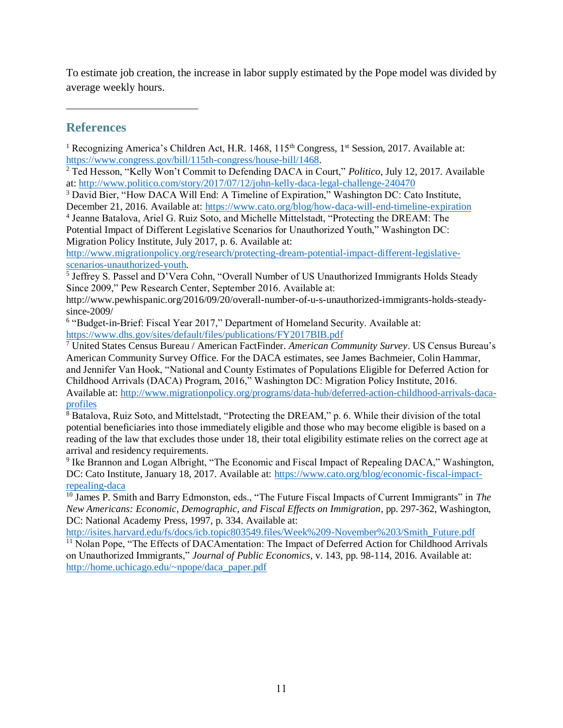To estimate job creation, the increase in labor supply estimated by the Pope model was divided by average weekly hours.

## References

[1] Recognizing America's Children Act, H.R. 1468, 115th Congress, 1st Session, 2017. Available at: https://www.congress.gov/bill/115th-congress/house-bill/1468.

[2] Ted Hesson, "Kelly Won't Commit to Defending DACA in Court," *Politico*, July 12, 2017. Available at: http://www.politico.com/story/2017/07/12/john-kelly-daca-legal-challenge-240470

[3] David Bier, "How DACA Will End: A Timeline of Expiration," Washington DC: Cato Institute, December 21, 2016. Available at: https://www.cato.org/blog/how-daca-will-end-timeline-expiration

[4] Jeanne Batalova, Ariel G. Ruiz Soto, and Michelle Mittelstadt, "Protecting the DREAM: The Potential Impact of Different Legislative Scenarios for Unauthorized Youth," Washington DC: Migration Policy Institute, July 2017, p. 6. Available at: http://www.migrationpolicy.org/research/protecting-dream-potential-impact-different-legislative-scenarios-unauthorized-youth.

[5] Jeffrey S. Passel and D'Vera Cohn, "Overall Number of US Unauthorized Immigrants Holds Steady Since 2009," Pew Research Center, September 2016. Available at: http://www.pewhispanic.org/2016/09/20/overall-number-of-u-s-unauthorized-immigrants-holds-steady-since-2009/

[6] "Budget-in-Brief: Fiscal Year 2017," Department of Homeland Security. Available at: https://www.dhs.gov/sites/default/files/publications/FY2017BIB.pdf

[7] United States Census Bureau / American FactFinder. *American Community Survey*. US Census Bureau's American Community Survey Office. For the DACA estimates, see James Bachmeier, Colin Hammar, and Jennifer Van Hook, "National and County Estimates of Populations Eligible for Deferred Action for Childhood Arrivals (DACA) Program, 2016," Washington DC: Migration Policy Institute, 2016. Available at: http://www.migrationpolicy.org/programs/data-hub/deferred-action-childhood-arrivals-daca-profiles

[8] Batalova, Ruiz Soto, and Mittelstadt, "Protecting the DREAM," p. 6. While their division of the total potential beneficiaries into those immediately eligible and those who may become eligible is based on a reading of the law that excludes those under 18, their total eligibility estimate relies on the correct age at arrival and residency requirements.

[9] Ike Brannon and Logan Albright, "The Economic and Fiscal Impact of Repealing DACA," Washington, DC: Cato Institute, January 18, 2017. Available at: https://www.cato.org/blog/economic-fiscal-impact-repealing-daca

[10] James P. Smith and Barry Edmonston, eds., "The Future Fiscal Impacts of Current Immigrants" in *The New Americans: Economic, Demographic, and Fiscal Effects on Immigration*, pp. 297-362, Washington, DC: National Academy Press, 1997, p. 334. Available at: http://isites.harvard.edu/fs/docs/icb.topic803549.files/Week%209-November%203/Smith_Future.pdf

[11] Nolan Pope, "The Effects of DACAmentation: The Impact of Deferred Action for Childhood Arrivals on Unauthorized Immigrants," *Journal of Public Economics*, v. 143, pp. 98-114, 2016. Available at: http://home.uchicago.edu/~npope/daca_paper.pdf